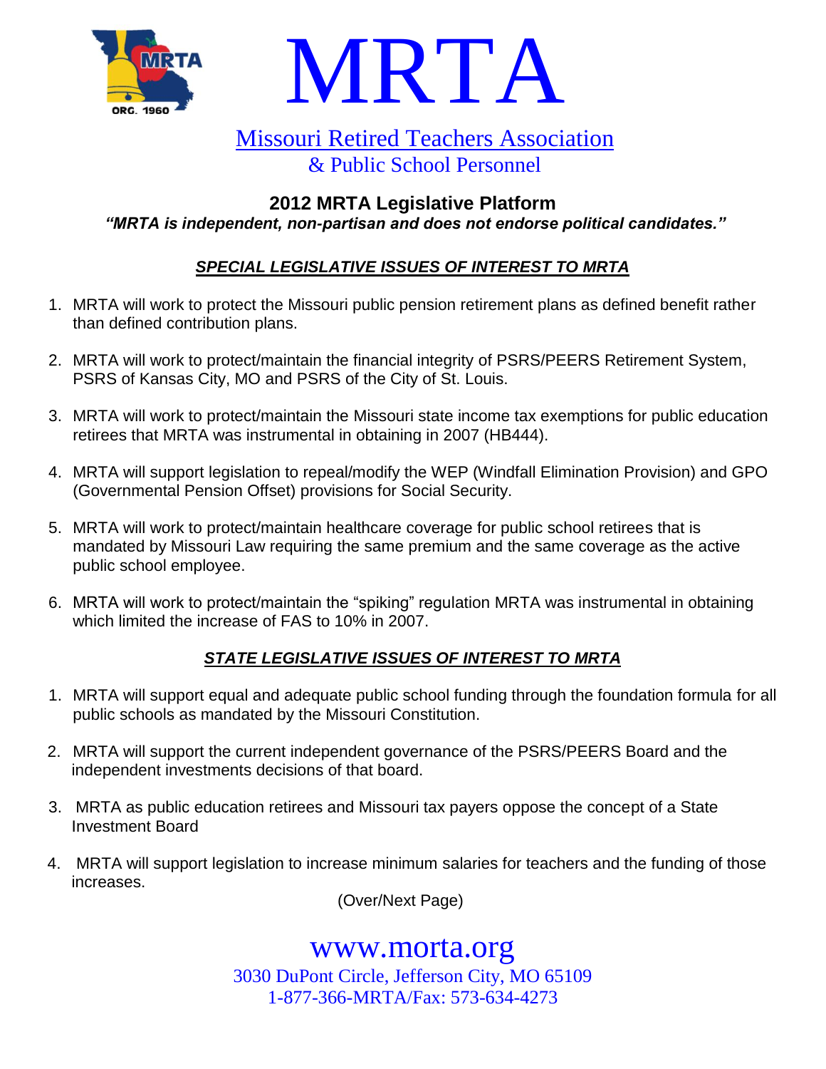# MRTA

Missouri Retired Teachers Association
& Public School Personnel

## 2012 MRTA Legislative Platform

***"MRTA is independent, non-partisan and does not endorse political candidates."***

### *SPECIAL LEGISLATIVE ISSUES OF INTEREST TO MRTA*

1. MRTA will work to protect the Missouri public pension retirement plans as defined benefit rather than defined contribution plans.
2. MRTA will work to protect/maintain the financial integrity of PSRS/PEERS Retirement System, PSRS of Kansas City, MO and PSRS of the City of St. Louis.
3. MRTA will work to protect/maintain the Missouri state income tax exemptions for public education retirees that MRTA was instrumental in obtaining in 2007 (HB444).
4. MRTA will support legislation to repeal/modify the WEP (Windfall Elimination Provision) and GPO (Governmental Pension Offset) provisions for Social Security.
5. MRTA will work to protect/maintain healthcare coverage for public school retirees that is mandated by Missouri Law requiring the same premium and the same coverage as the active public school employee.
6. MRTA will work to protect/maintain the "spiking" regulation MRTA was instrumental in obtaining which limited the increase of FAS to 10% in 2007.

### *STATE LEGISLATIVE ISSUES OF INTEREST TO MRTA*

1. MRTA will support equal and adequate public school funding through the foundation formula for all public schools as mandated by the Missouri Constitution.
2. MRTA will support the current independent governance of the PSRS/PEERS Board and the independent investments decisions of that board.
3. MRTA as public education retirees and Missouri tax payers oppose the concept of a State Investment Board
4. MRTA will support legislation to increase minimum salaries for teachers and the funding of those increases.

(Over/Next Page)

www.morta.org
3030 DuPont Circle, Jefferson City, MO 65109
1-877-366-MRTA/Fax: 573-634-4273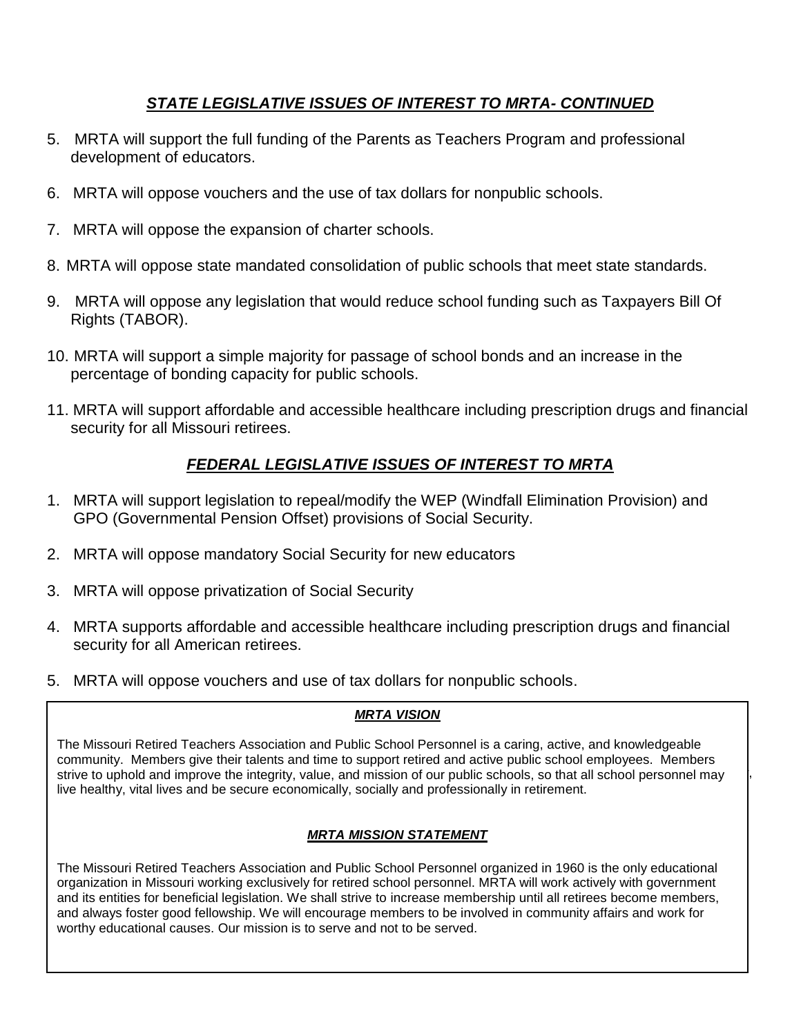## ***STATE LEGISLATIVE ISSUES OF INTEREST TO MRTA- CONTINUED***

5. MRTA will support the full funding of the Parents as Teachers Program and professional development of educators.
6. MRTA will oppose vouchers and the use of tax dollars for nonpublic schools.
7. MRTA will oppose the expansion of charter schools.
8. MRTA will oppose state mandated consolidation of public schools that meet state standards.
9. MRTA will oppose any legislation that would reduce school funding such as Taxpayers Bill Of Rights (TABOR).
10. MRTA will support a simple majority for passage of school bonds and an increase in the percentage of bonding capacity for public schools.
11. MRTA will support affordable and accessible healthcare including prescription drugs and financial security for all Missouri retirees.

## ***FEDERAL LEGISLATIVE ISSUES OF INTEREST TO MRTA***

1. MRTA will support legislation to repeal/modify the WEP (Windfall Elimination Provision) and GPO (Governmental Pension Offset) provisions of Social Security.
2. MRTA will oppose mandatory Social Security for new educators
3. MRTA will oppose privatization of Social Security
4. MRTA supports affordable and accessible healthcare including prescription drugs and financial security for all American retirees.
5. MRTA will oppose vouchers and use of tax dollars for nonpublic schools.

### ***MRTA VISION***

The Missouri Retired Teachers Association and Public School Personnel is a caring, active, and knowledgeable community. Members give their talents and time to support retired and active public school employees. Members strive to uphold and improve the integrity, value, and mission of our public schools, so that all school personnel may live healthy, vital lives and be secure economically, socially and professionally in retirement.

### ***MRTA MISSION STATEMENT***

The Missouri Retired Teachers Association and Public School Personnel organized in 1960 is the only educational organization in Missouri working exclusively for retired school personnel. MRTA will work actively with government and its entities for beneficial legislation. We shall strive to increase membership until all retirees become members, and always foster good fellowship. We will encourage members to be involved in community affairs and work for worthy educational causes. Our mission is to serve and not to be served.